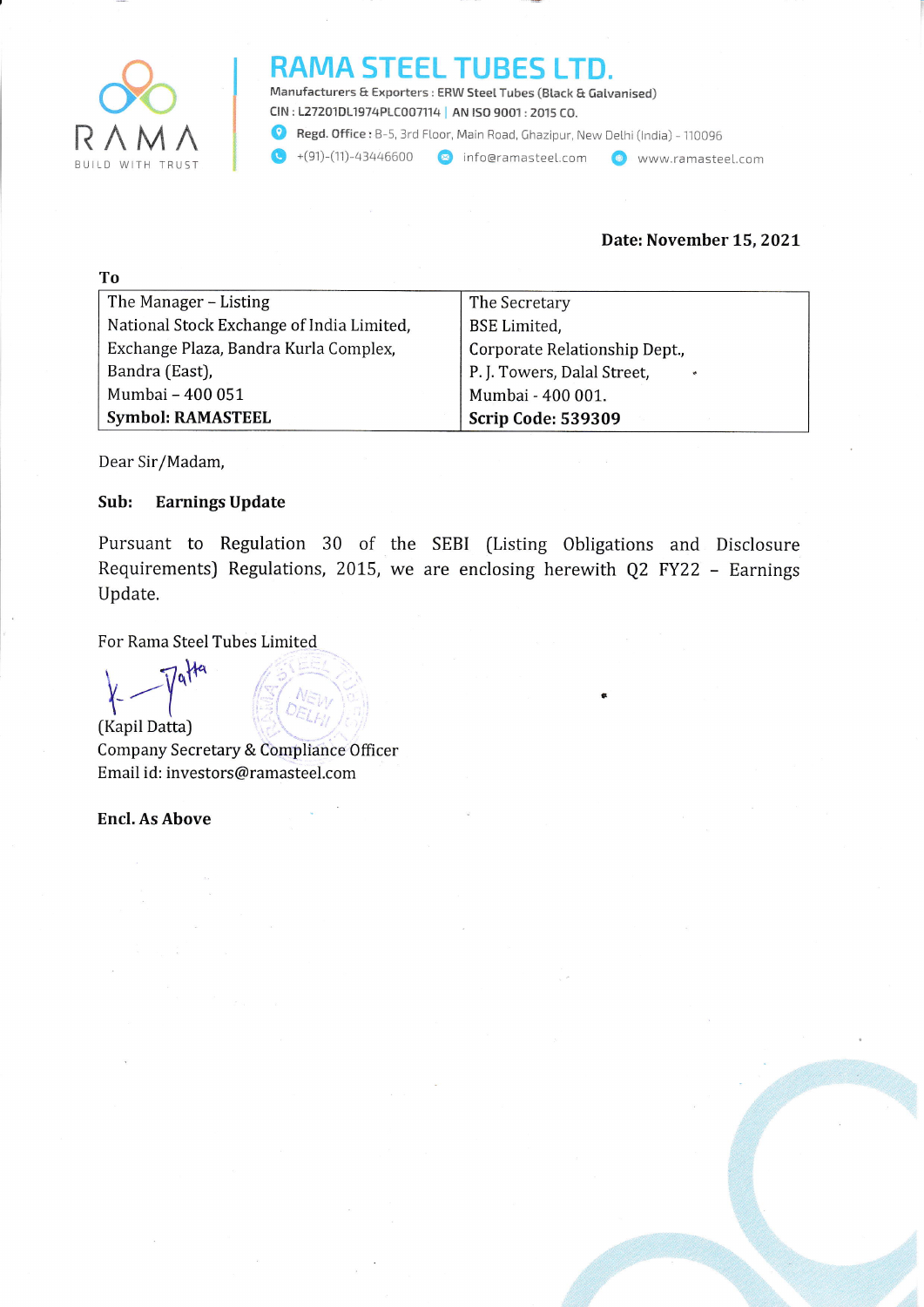# RAMA STEEL TUBES LTD.

Manufacturers & Exporters : ERW Steel Tubes (Black & Galvanised)
CIN : L27201DL1974PLC007114 | AN ISO 9001 : 2015 CO.
Regd. Office : B-5, 3rd Floor, Main Road, Ghazipur, New Delhi (India) - 110096
+(91)-(11)-43446600 info@ramasteel.com www.ramasteel.com

RAMA
BUILD WITH TRUST

**Date: November 15, 2021**

**To**

| The Manager – Listing<br>National Stock Exchange of India Limited,<br>Exchange Plaza, Bandra Kurla Complex,<br>Bandra (East),<br>Mumbai – 400 051<br>**Symbol: RAMASTEEL** | The Secretary<br>BSE Limited,<br>Corporate Relationship Dept.,<br>P. J. Towers, Dalal Street,<br>Mumbai - 400 001.<br>**Scrip Code: 539309** |
|---|---|

Dear Sir/Madam,

**Sub: Earnings Update**

Pursuant to Regulation 30 of the SEBI (Listing Obligations and Disclosure Requirements) Regulations, 2015, we are enclosing herewith Q2 FY22 – Earnings Update.

For Rama Steel Tubes Limited

(Kapil Datta)
Company Secretary & Compliance Officer
Email id: investors@ramasteel.com

**Encl. As Above**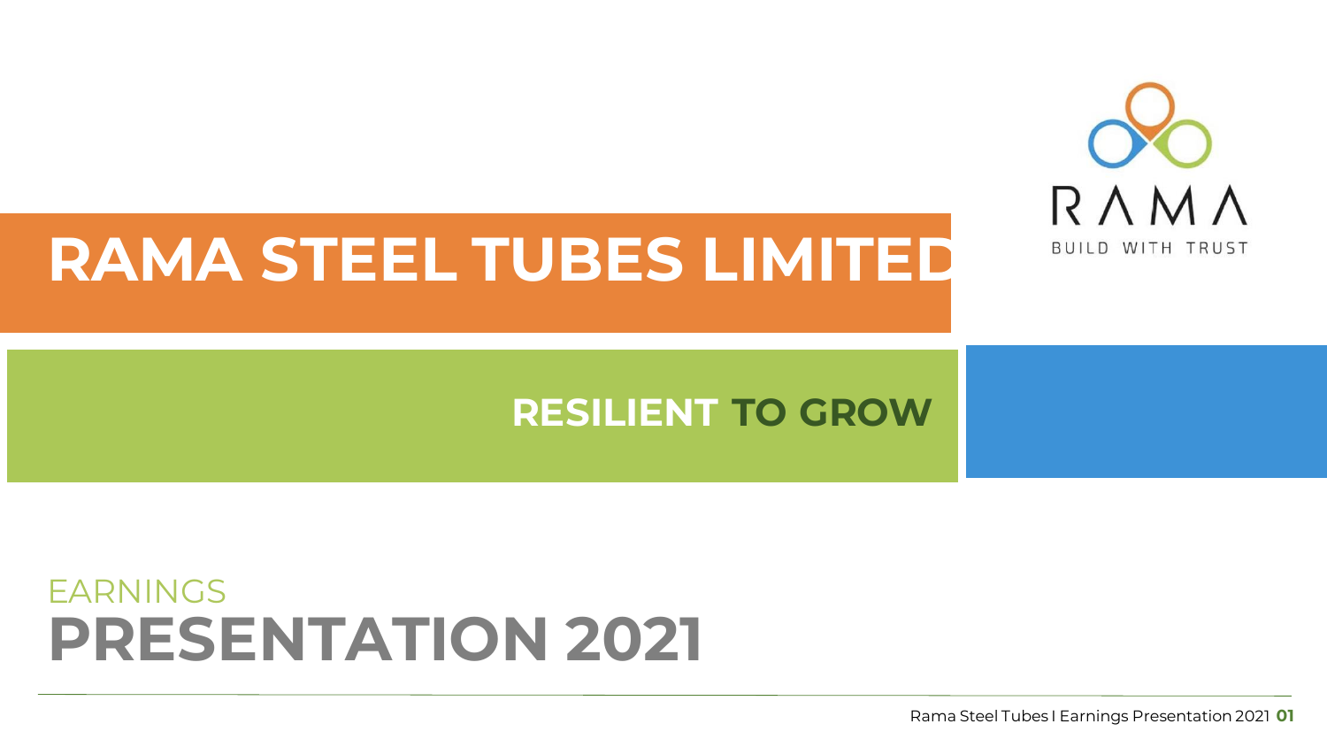# RAMA STEEL TUBES LIMITED

RAMA

BUILD WITH TRUST

## RESILIENT TO GROW

EARNINGS

# PRESENTATION 2021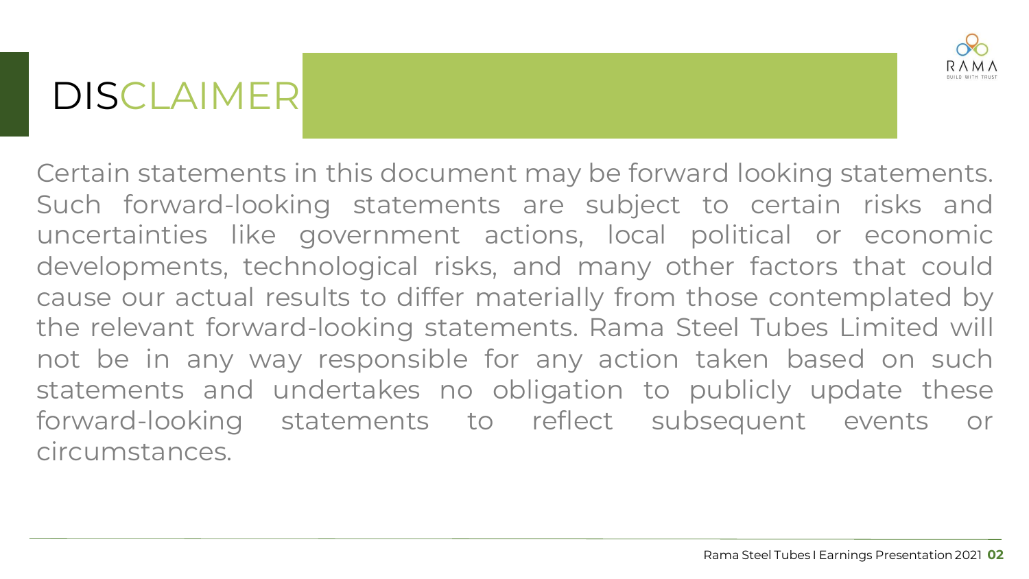# DISCLAIMER

Certain statements in this document may be forward looking statements. Such forward-looking statements are subject to certain risks and uncertainties like government actions, local political or economic developments, technological risks, and many other factors that could cause our actual results to differ materially from those contemplated by the relevant forward-looking statements. Rama Steel Tubes Limited will not be in any way responsible for any action taken based on such statements and undertakes no obligation to publicly update these forward-looking statements to reflect subsequent events or circumstances.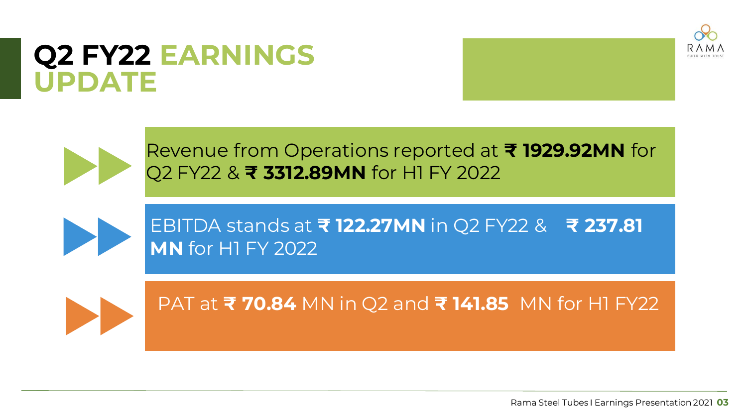# Q2 FY22 EARNINGS UPDATE

- Revenue from Operations reported at **₹ 1929.92MN** for Q2 FY22 & **₹ 3312.89MN** for H1 FY 2022
- EBITDA stands at **₹ 122.27MN** in Q2 FY22 & **₹ 237.81 MN** for H1 FY 2022
- PAT at **₹ 70.84** MN in Q2 and **₹ 141.85** MN for H1 FY22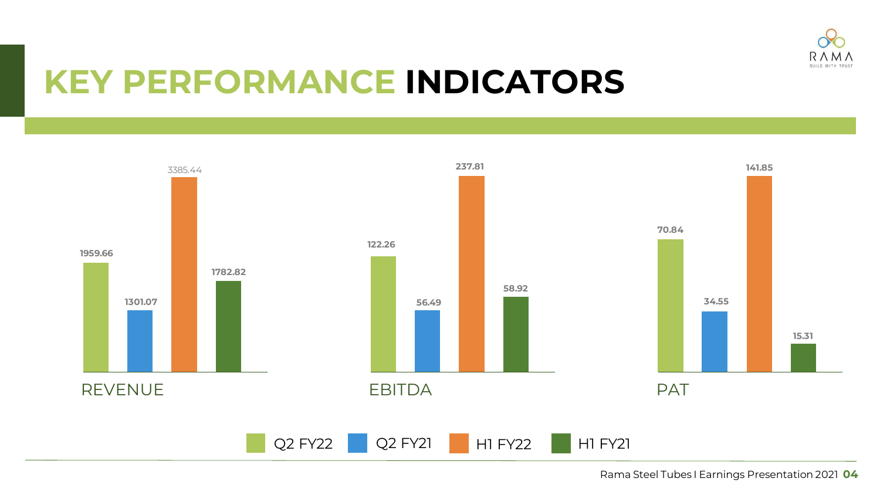# KEY PERFORMANCE INDICATORS

| | Q2 FY22 | Q2 FY21 | H1 FY22 | H1 FY21 |
|---|---|---|---|---|
| REVENUE | 1959.66 | 1301.07 | 3385.44 | 1782.82 |
| EBITDA | 122.26 | 56.49 | 237.81 | 58.92 |
| PAT | 70.84 | 34.55 | 141.85 | 15.31 |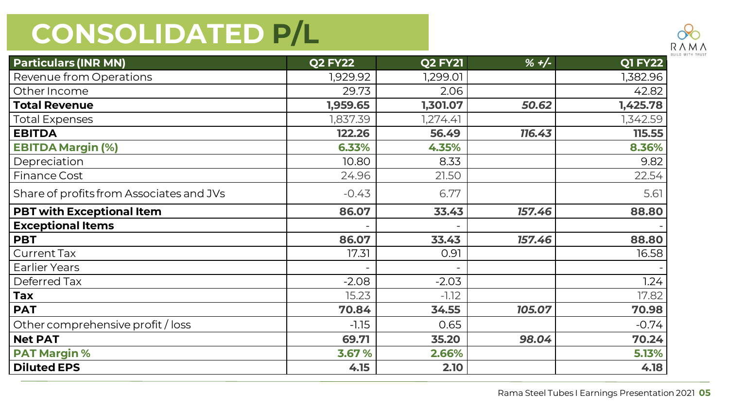# CONSOLIDATED P/L

| Particulars (INR MN) | Q2 FY22 | Q2 FY21 | % +/- | Q1 FY22 |
|---|---|---|---|---|
| Revenue from Operations | 1,929.92 | 1,299.01 | | 1,382.96 |
| Other Income | 29.73 | 2.06 | | 42.82 |
| **Total Revenue** | **1,959.65** | **1,301.07** | ***50.62*** | **1,425.78** |
| Total Expenses | 1,837.39 | 1,274.41 | | 1,342.59 |
| **EBITDA** | **122.26** | **56.49** | ***116.43*** | **115.55** |
| **EBITDA Margin (%)** | **6.33%** | **4.35%** | | **8.36%** |
| Depreciation | 10.80 | 8.33 | | 9.82 |
| Finance Cost | 24.96 | 21.50 | | 22.54 |
| Share of profits from Associates and JVs | -0.43 | 6.77 | | 5.61 |
| **PBT with Exceptional Item** | **86.07** | **33.43** | ***157.46*** | **88.80** |
| **Exceptional Items** | - | - | | - |
| **PBT** | **86.07** | **33.43** | ***157.46*** | **88.80** |
| Current Tax | 17.31 | 0.91 | | 16.58 |
| Earlier Years | - | - | | - |
| Deferred Tax | -2.08 | -2.03 | | 1.24 |
| **Tax** | 15.23 | -1.12 | | 17.82 |
| **PAT** | **70.84** | **34.55** | ***105.07*** | **70.98** |
| Other comprehensive profit / loss | -1.15 | 0.65 | | -0.74 |
| **Net PAT** | **69.71** | **35.20** | ***98.04*** | **70.24** |
| **PAT Margin %** | **3.67 %** | **2.66%** | | **5.13%** |
| **Diluted EPS** | **4.15** | **2.10** | | **4.18** |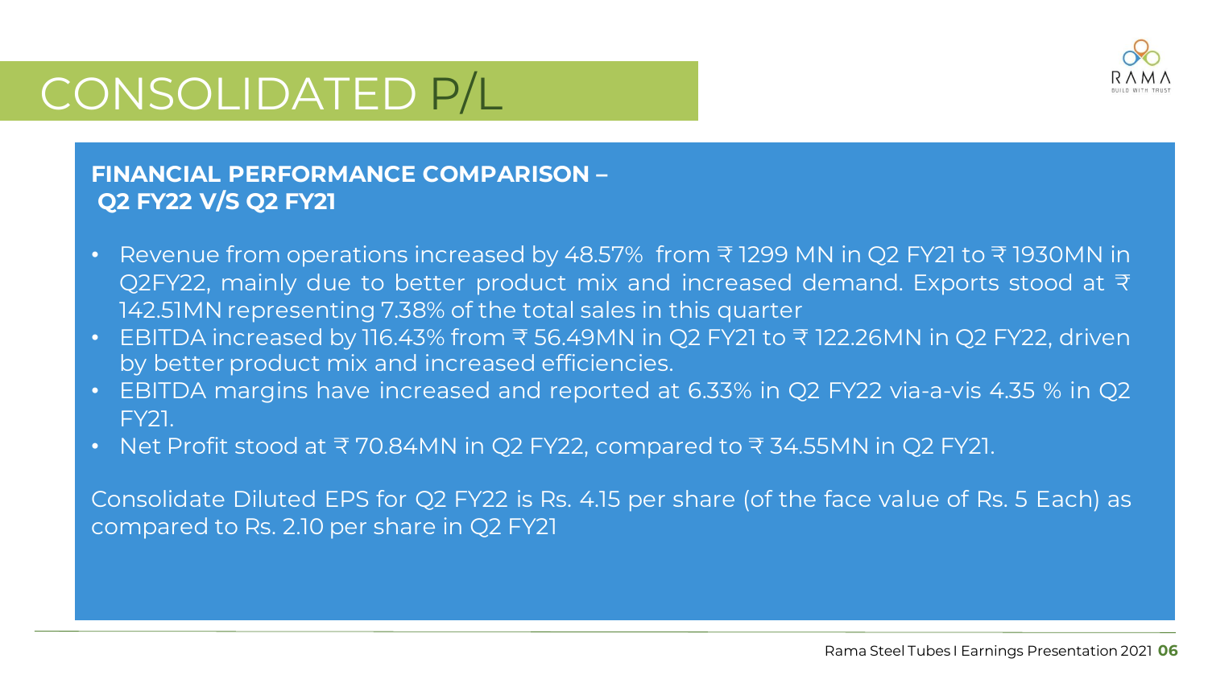# CONSOLIDATED P/L

**FINANCIAL PERFORMANCE COMPARISON – Q2 FY22 V/S Q2 FY21**

- Revenue from operations increased by 48.57% from ₹ 1299 MN in Q2 FY21 to ₹ 1930MN in Q2FY22, mainly due to better product mix and increased demand. Exports stood at ₹ 142.51MN representing 7.38% of the total sales in this quarter
- EBITDA increased by 116.43% from ₹ 56.49MN in Q2 FY21 to ₹ 122.26MN in Q2 FY22, driven by better product mix and increased efficiencies.
- EBITDA margins have increased and reported at 6.33% in Q2 FY22 via-a-vis 4.35 % in Q2 FY21.
- Net Profit stood at ₹ 70.84MN in Q2 FY22, compared to ₹ 34.55MN in Q2 FY21.

Consolidate Diluted EPS for Q2 FY22 is Rs. 4.15 per share (of the face value of Rs. 5 Each) as compared to Rs. 2.10 per share in Q2 FY21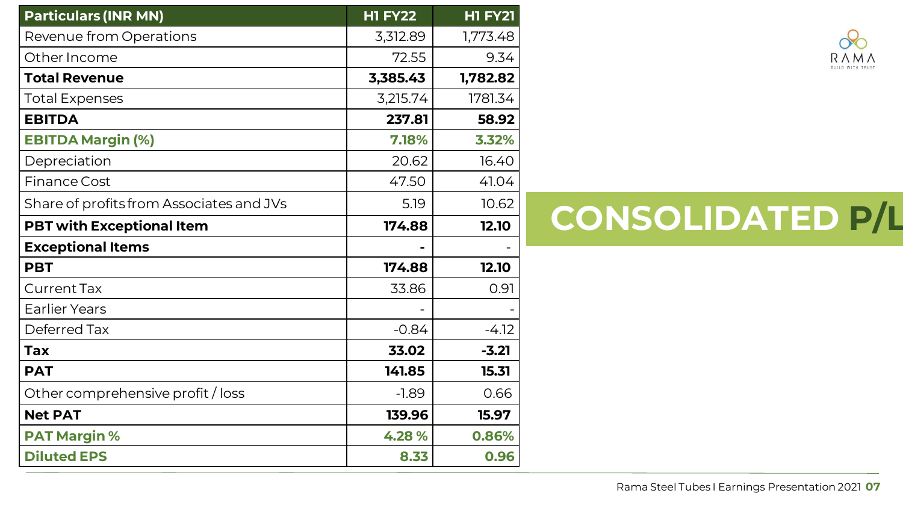# CONSOLIDATED P/L

| Particulars (INR MN) | H1 FY22 | H1 FY21 |
|---|---|---|
| Revenue from Operations | 3,312.89 | 1,773.48 |
| Other Income | 72.55 | 9.34 |
| **Total Revenue** | **3,385.43** | **1,782.82** |
| Total Expenses | 3,215.74 | 1781.34 |
| **EBITDA** | **237.81** | **58.92** |
| **EBITDA Margin (%)** | **7.18%** | **3.32%** |
| Depreciation | 20.62 | 16.40 |
| Finance Cost | 47.50 | 41.04 |
| Share of profits from Associates and JVs | 5.19 | 10.62 |
| **PBT with Exceptional Item** | **174.88** | **12.10** |
| **Exceptional Items** | **-** | - |
| **PBT** | **174.88** | **12.10** |
| Current Tax | 33.86 | 0.91 |
| Earlier Years | - | - |
| Deferred Tax | -0.84 | -4.12 |
| **Tax** | **33.02** | **-3.21** |
| **PAT** | **141.85** | **15.31** |
| Other comprehensive profit / loss | -1.89 | 0.66 |
| **Net PAT** | **139.96** | **15.97** |
| **PAT Margin %** | **4.28 %** | **0.86%** |
| **Diluted EPS** | **8.33** | **0.96** |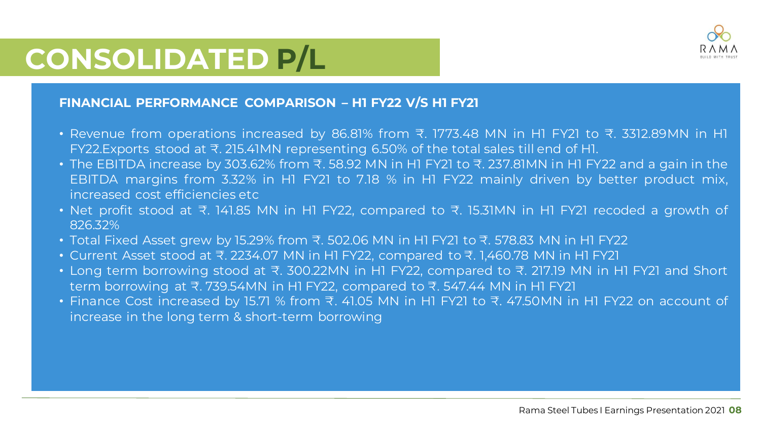# CONSOLIDATED P/L

### FINANCIAL PERFORMANCE COMPARISON – H1 FY22 V/S H1 FY21

- Revenue from operations increased by 86.81% from ₹. 1773.48 MN in H1 FY21 to ₹. 3312.89MN in H1 FY22.Exports stood at ₹. 215.41MN representing 6.50% of the total sales till end of H1.
- The EBITDA increase by 303.62% from ₹. 58.92 MN in H1 FY21 to ₹. 237.81MN in H1 FY22 and a gain in the EBITDA margins from 3.32% in H1 FY21 to 7.18 % in H1 FY22 mainly driven by better product mix, increased cost efficiencies etc
- Net profit stood at ₹. 141.85 MN in H1 FY22, compared to ₹. 15.31MN in H1 FY21 recoded a growth of 826.32%
- Total Fixed Asset grew by 15.29% from ₹. 502.06 MN in H1 FY21 to ₹. 578.83 MN in H1 FY22
- Current Asset stood at ₹. 2234.07 MN in H1 FY22, compared to ₹. 1,460.78 MN in H1 FY21
- Long term borrowing stood at ₹. 300.22MN in H1 FY22, compared to ₹. 217.19 MN in H1 FY21 and Short term borrowing at ₹. 739.54MN in H1 FY22, compared to ₹. 547.44 MN in H1 FY21
- Finance Cost increased by 15.71 % from ₹. 41.05 MN in H1 FY21 to ₹. 47.50MN in H1 FY22 on account of increase in the long term & short-term borrowing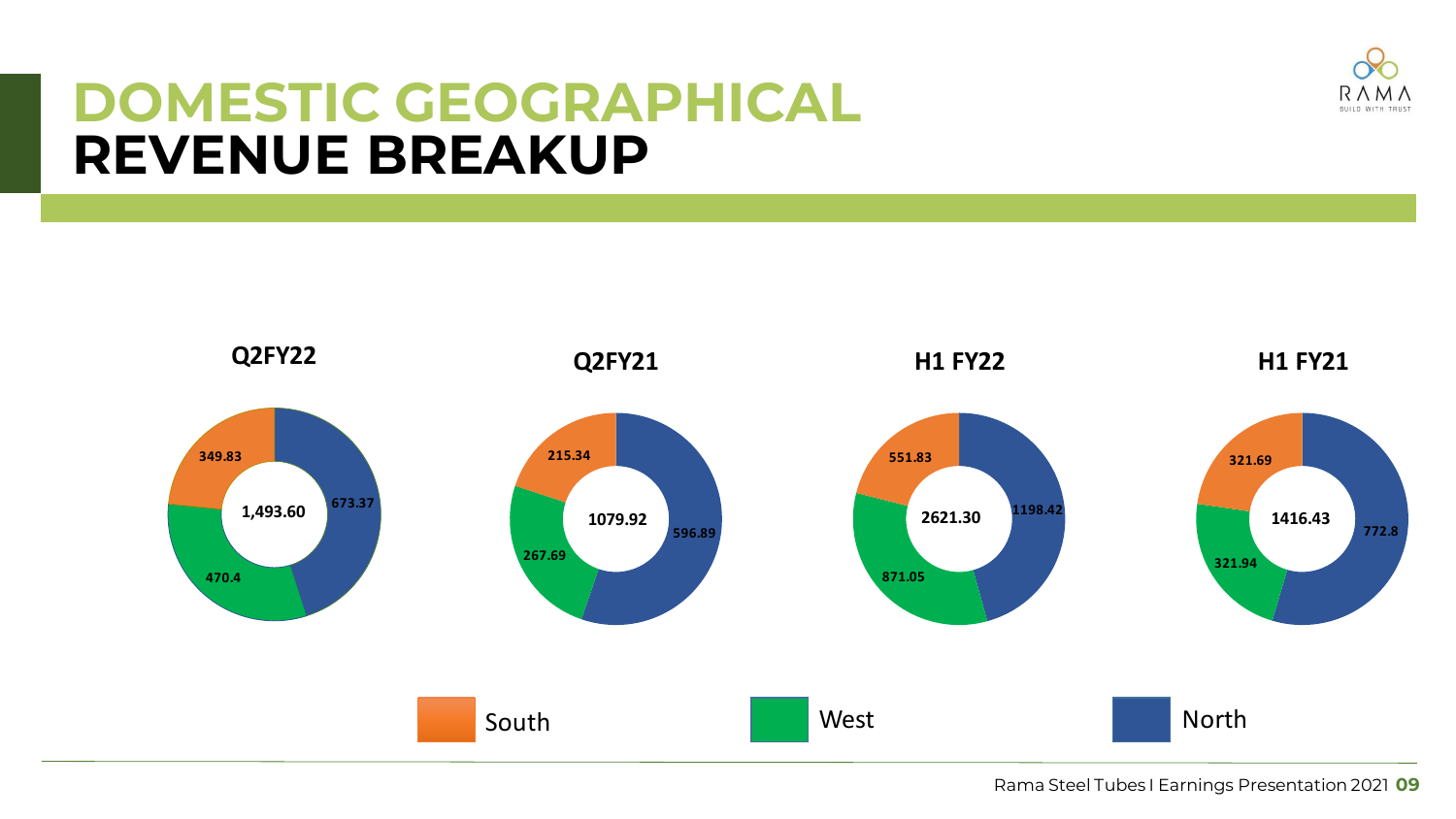# DOMESTIC GEOGRAPHICAL REVENUE BREAKUP

| Region | Q2FY22 | Q2FY21 | H1 FY22 | H1 FY21 |
|---|---|---|---|---|
| South | 349.83 | 215.34 | 551.83 | 321.69 |
| West | 470.4 | 267.69 | 871.05 | 321.94 |
| North | 673.37 | 596.89 | 1198.42 | 772.8 |
| Total | 1,493.60 | 1079.92 | 2621.30 | 1416.43 |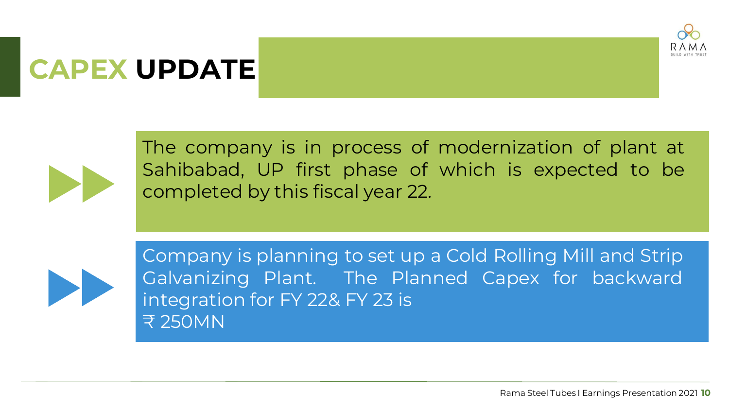# CAPEX UPDATE

- The company is in process of modernization of plant at Sahibabad, UP first phase of which is expected to be completed by this fiscal year 22.

- Company is planning to set up a Cold Rolling Mill and Strip Galvanizing Plant. The Planned Capex for backward integration for FY 22& FY 23 is ₹ 250MN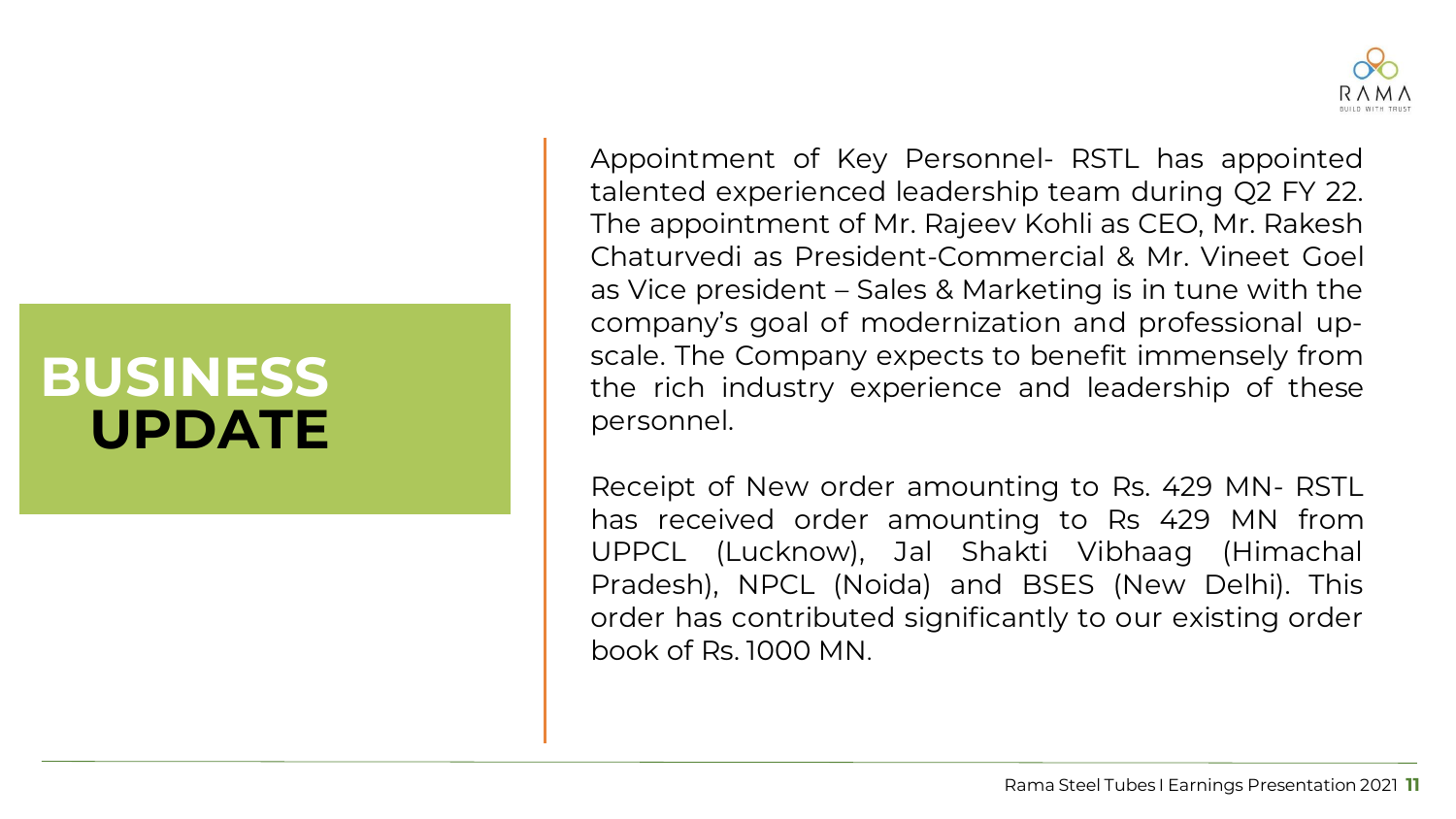# BUSINESS UPDATE

Appointment of Key Personnel- RSTL has appointed talented experienced leadership team during Q2 FY 22. The appointment of Mr. Rajeev Kohli as CEO, Mr. Rakesh Chaturvedi as President-Commercial & Mr. Vineet Goel as Vice president – Sales & Marketing is in tune with the company's goal of modernization and professional up-scale. The Company expects to benefit immensely from the rich industry experience and leadership of these personnel.

Receipt of New order amounting to Rs. 429 MN- RSTL has received order amounting to Rs 429 MN from UPPCL (Lucknow), Jal Shakti Vibhaag (Himachal Pradesh), NPCL (Noida) and BSES (New Delhi). This order has contributed significantly to our existing order book of Rs. 1000 MN.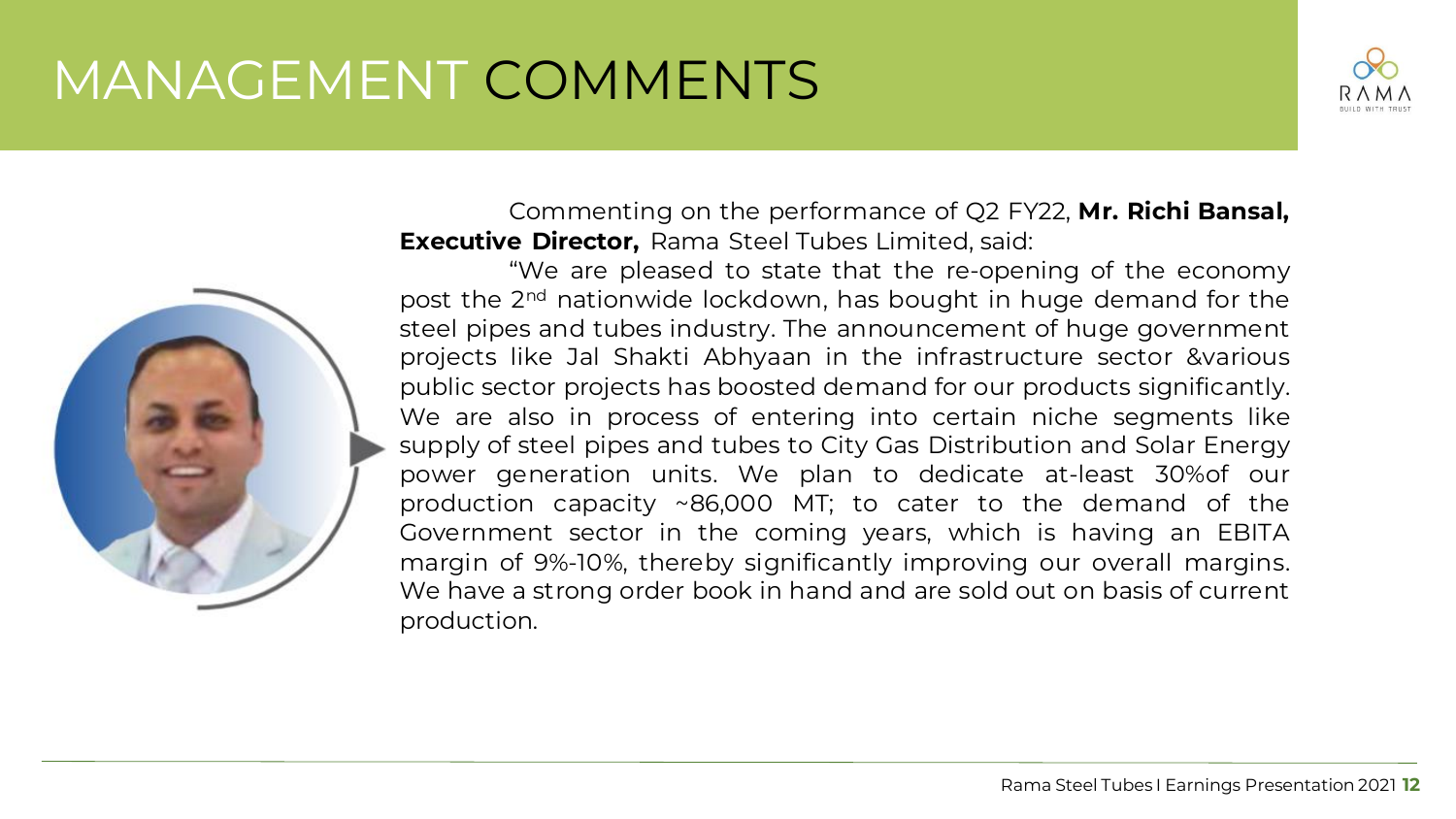# MANAGEMENT COMMENTS

Commenting on the performance of Q2 FY22, **Mr. Richi Bansal, Executive Director,** Rama Steel Tubes Limited, said:

"We are pleased to state that the re-opening of the economy post the 2nd nationwide lockdown, has bought in huge demand for the steel pipes and tubes industry. The announcement of huge government projects like Jal Shakti Abhyaan in the infrastructure sector &various public sector projects has boosted demand for our products significantly. We are also in process of entering into certain niche segments like supply of steel pipes and tubes to City Gas Distribution and Solar Energy power generation units. We plan to dedicate at-least 30%of our production capacity ~86,000 MT; to cater to the demand of the Government sector in the coming years, which is having an EBITA margin of 9%-10%, thereby significantly improving our overall margins. We have a strong order book in hand and are sold out on basis of current production.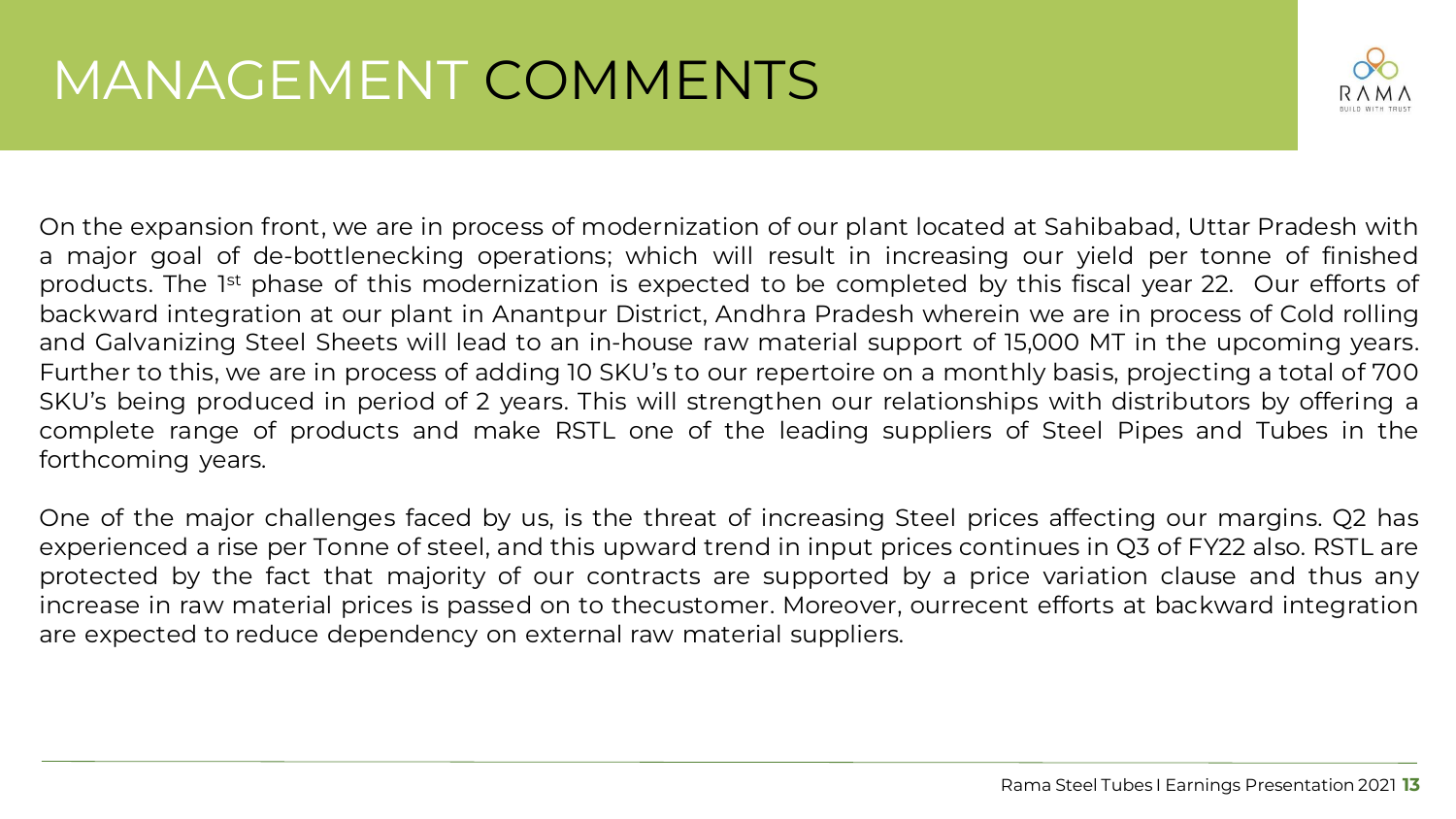# MANAGEMENT COMMENTS

On the expansion front, we are in process of modernization of our plant located at Sahibabad, Uttar Pradesh with a major goal of de-bottlenecking operations; which will result in increasing our yield per tonne of finished products. The 1st phase of this modernization is expected to be completed by this fiscal year 22. Our efforts of backward integration at our plant in Anantpur District, Andhra Pradesh wherein we are in process of Cold rolling and Galvanizing Steel Sheets will lead to an in-house raw material support of 15,000 MT in the upcoming years. Further to this, we are in process of adding 10 SKU's to our repertoire on a monthly basis, projecting a total of 700 SKU's being produced in period of 2 years. This will strengthen our relationships with distributors by offering a complete range of products and make RSTL one of the leading suppliers of Steel Pipes and Tubes in the forthcoming years.

One of the major challenges faced by us, is the threat of increasing Steel prices affecting our margins. Q2 has experienced a rise per Tonne of steel, and this upward trend in input prices continues in Q3 of FY22 also. RSTL are protected by the fact that majority of our contracts are supported by a price variation clause and thus any increase in raw material prices is passed on to thecustomer. Moreover, ourrecent efforts at backward integration are expected to reduce dependency on external raw material suppliers.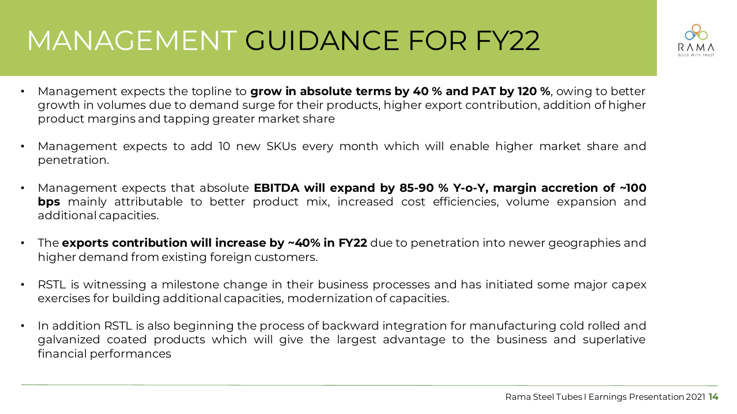# MANAGEMENT GUIDANCE FOR FY22

- Management expects the topline to **grow in absolute terms by 40 % and PAT by 120 %**, owing to better growth in volumes due to demand surge for their products, higher export contribution, addition of higher product margins and tapping greater market share
- Management expects to add 10 new SKUs every month which will enable higher market share and penetration.
- Management expects that absolute **EBITDA will expand by 85-90 % Y-o-Y, margin accretion of ~100 bps** mainly attributable to better product mix, increased cost efficiencies, volume expansion and additional capacities.
- The **exports contribution will increase by ~40% in FY22** due to penetration into newer geographies and higher demand from existing foreign customers.
- RSTL is witnessing a milestone change in their business processes and has initiated some major capex exercises for building additional capacities, modernization of capacities.
- In addition RSTL is also beginning the process of backward integration for manufacturing cold rolled and galvanized coated products which will give the largest advantage to the business and superlative financial performances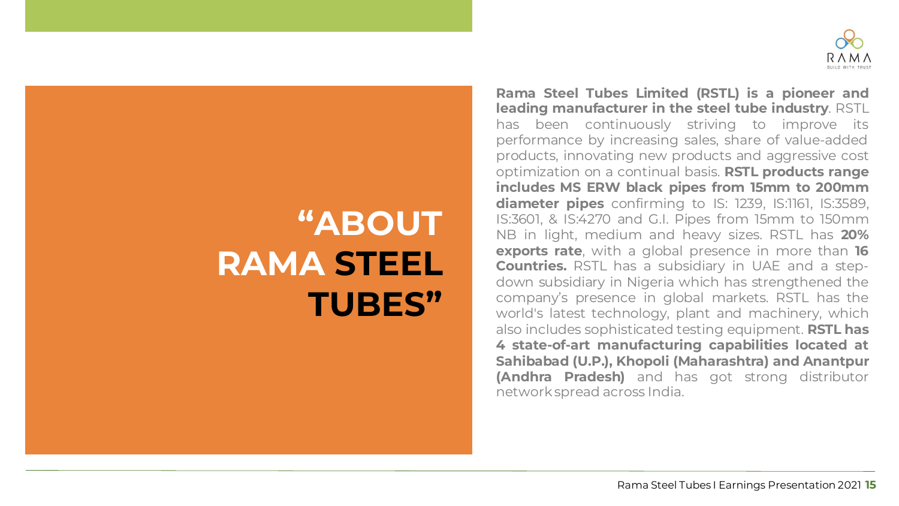# "ABOUT RAMA STEEL TUBES"

**Rama Steel Tubes Limited (RSTL) is a pioneer and leading manufacturer in the steel tube industry**. RSTL has been continuously striving to improve its performance by increasing sales, share of value-added products, innovating new products and aggressive cost optimization on a continual basis. **RSTL products range includes MS ERW black pipes from 15mm to 200mm diameter pipes** confirming to IS: 1239, IS:1161, IS:3589, IS:3601, & IS:4270 and G.I. Pipes from 15mm to 150mm NB in light, medium and heavy sizes. RSTL has **20% exports rate**, with a global presence in more than **16 Countries.** RSTL has a subsidiary in UAE and a step-down subsidiary in Nigeria which has strengthened the company's presence in global markets. RSTL has the world's latest technology, plant and machinery, which also includes sophisticated testing equipment. **RSTL has 4 state-of-art manufacturing capabilities located at Sahibabad (U.P.), Khopoli (Maharashtra) and Anantpur (Andhra Pradesh)** and has got strong distributor network spread across India.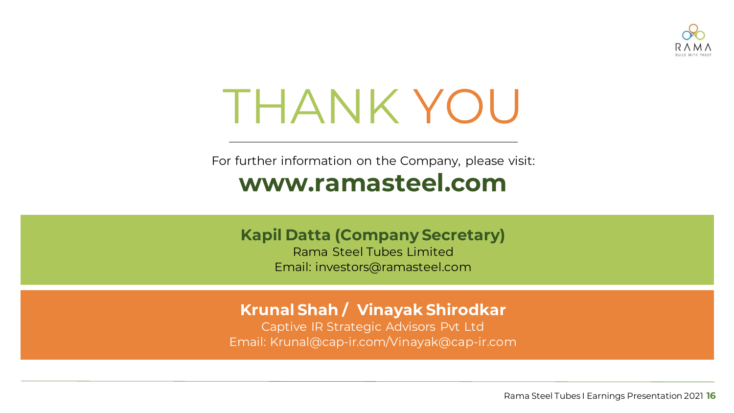# THANK YOU

For further information on the Company, please visit:

**www.ramasteel.com**

**Kapil Datta (Company Secretary)**
Rama Steel Tubes Limited
Email: investors@ramasteel.com

**Krunal Shah / Vinayak Shirodkar**
Captive IR Strategic Advisors Pvt Ltd
Email: Krunal@cap-ir.com/Vinayak@cap-ir.com